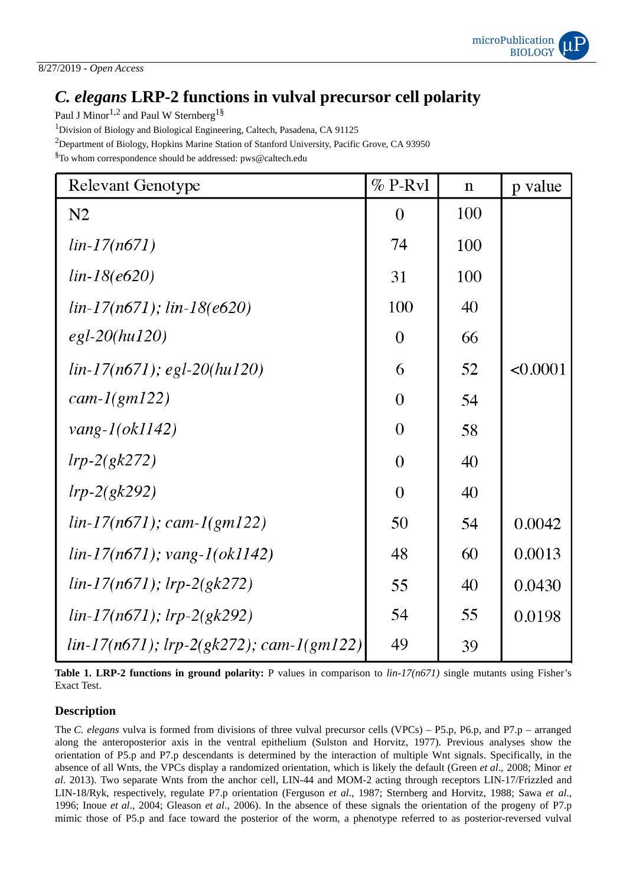8/27/2019 - *Open Access*

# *C. elegans* LRP-2 functions in vulval precursor cell polarity

Paul J Minor[1,2] and Paul W Sternberg[1§]

[1]Division of Biology and Biological Engineering, Caltech, Pasadena, CA 91125

[2]Department of Biology, Hopkins Marine Station of Stanford University, Pacific Grove, CA 93950

[§]To whom correspondence should be addressed: pws@caltech.edu

| Relevant Genotype | % P-Rvl | n | p value |
|---|---|---|---|
| N2 | 0 | 100 | |
| *lin-17(n671)* | 74 | 100 | |
| *lin-18(e620)* | 31 | 100 | |
| *lin-17(n671); lin-18(e620)* | 100 | 40 | |
| *egl-20(hu120)* | 0 | 66 | |
| *lin-17(n671); egl-20(hu120)* | 6 | 52 | <0.0001 |
| *cam-1(gm122)* | 0 | 54 | |
| *vang-1(ok1142)* | 0 | 58 | |
| *lrp-2(gk272)* | 0 | 40 | |
| *lrp-2(gk292)* | 0 | 40 | |
| *lin-17(n671); cam-1(gm122)* | 50 | 54 | 0.0042 |
| *lin-17(n671); vang-1(ok1142)* | 48 | 60 | 0.0013 |
| *lin-17(n671); lrp-2(gk272)* | 55 | 40 | 0.0430 |
| *lin-17(n671); lrp-2(gk292)* | 54 | 55 | 0.0198 |
| *lin-17(n671); lrp-2(gk272); cam-1(gm122)* | 49 | 39 | |

**Table 1. LRP-2 functions in ground polarity:** P values in comparison to *lin-17(n671)* single mutants using Fisher's Exact Test.

## Description

The *C. elegans* vulva is formed from divisions of three vulval precursor cells (VPCs) – P5.p, P6.p, and P7.p – arranged along the anteroposterior axis in the ventral epithelium (Sulston and Horvitz, 1977). Previous analyses show the orientation of P5.p and P7.p descendants is determined by the interaction of multiple Wnt signals. Specifically, in the absence of all Wnts, the VPCs display a randomized orientation, which is likely the default (Green *et al*., 2008; Minor *et al*. 2013). Two separate Wnts from the anchor cell, LIN-44 and MOM-2 acting through receptors LIN-17/Frizzled and LIN-18/Ryk, respectively, regulate P7.p orientation (Ferguson *et al*., 1987; Sternberg and Horvitz, 1988; Sawa *et al*., 1996; Inoue *et al*., 2004; Gleason *et al*., 2006). In the absence of these signals the orientation of the progeny of P7.p mimic those of P5.p and face toward the posterior of the worm, a phenotype referred to as posterior-reversed vulval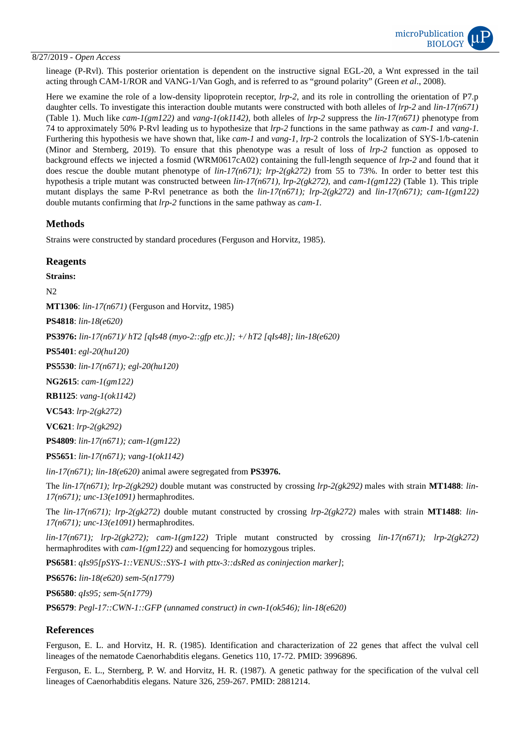lineage (P-Rvl). This posterior orientation is dependent on the instructive signal EGL-20, a Wnt expressed in the tail acting through CAM-1/ROR and VANG-1/Van Gogh, and is referred to as "ground polarity" (Green *et al*., 2008).

Here we examine the role of a low-density lipoprotein receptor, *lrp-2,* and its role in controlling the orientation of P7.p daughter cells. To investigate this interaction double mutants were constructed with both alleles of *lrp-2* and *lin-17(n671)* (Table 1). Much like *cam-1(gm122)* and *vang-1(ok1142),* both alleles of *lrp-2* suppress the *lin-17(n671)* phenotype from 74 to approximately 50% P-Rvl leading us to hypothesize that *lrp-2* functions in the same pathway as *cam-1* and *vang-1.* Furthering this hypothesis we have shown that, like *cam-1* and *vang-1, lrp*-2 controls the localization of SYS-1/b-catenin (Minor and Sternberg, 2019). To ensure that this phenotype was a result of loss of *lrp-2* function as opposed to background effects we injected a fosmid (WRM0617cA02) containing the full-length sequence of *lrp-2* and found that it does rescue the double mutant phenotype of *lin-17(n671); lrp-2(gk272)* from 55 to 73%. In order to better test this hypothesis a triple mutant was constructed between *lin-17(n671), lrp-2(gk272),* and *cam-1(gm122)* (Table 1). This triple mutant displays the same P-Rvl penetrance as both the *lin-17(n671); lrp-2(gk272)* and *lin-17(n671); cam-1(gm122)* double mutants confirming that *lrp-2* functions in the same pathway as *cam-1.*

## Methods

Strains were constructed by standard procedures (Ferguson and Horvitz, 1985).

## Reagents

**Strains:**

N2

**MT1306**: *lin-17(n671)* (Ferguson and Horvitz, 1985)

**PS4818**: *lin-18(e620)*

**PS3976:** *lin-17(n671)/ hT2 [qIs48 (myo-2::gfp etc.)]; +/ hT2 [qIs48]; lin-18(e620)*

**PS5401**: *egl-20(hu120)*

**PS5530**: *lin-17(n671); egl-20(hu120)*

**NG2615**: *cam-1(gm122)*

**RB1125**: *vang-1(ok1142)*

**VC543**: *lrp-2(gk272)*

**VC621**: *lrp-2(gk292)*

**PS4809**: *lin-17(n671); cam-1(gm122)*

**PS5651**: *lin-17(n671); vang-1(ok1142)*

*lin-17(n671); lin-18(e620)* animal awere segregated from **PS3976.**

The *lin-17(n671); lrp-2(gk292)* double mutant was constructed by crossing *lrp-2(gk292)* males with strain **MT1488**: *lin-17(n671); unc-13(e1091)* hermaphrodites.

The *lin-17(n671); lrp-2(gk272)* double mutant constructed by crossing *lrp-2(gk272)* males with strain **MT1488**: *lin-17(n671); unc-13(e1091)* hermaphrodites.

*lin-17(n671); lrp-2(gk272); cam-1(gm122)* Triple mutant constructed by crossing *lin-17(n671); lrp-2(gk272)* hermaphrodites with *cam-1(gm122)* and sequencing for homozygous triples.

**PS6581**: *qIs95[pSYS-1::VENUS::SYS-1 with pttx-3::dsRed as coninjection marker]*;

**PS6576:** *lin-18(e620) sem-5(n1779)*

**PS6580**: *qIs95; sem-5(n1779)*

**PS6579**: *Pegl-17::CWN-1::GFP (unnamed construct) in cwn-1(ok546); lin-18(e620)*

## References

Ferguson, E. L. and Horvitz, H. R. (1985). Identification and characterization of 22 genes that affect the vulval cell lineages of the nematode Caenorhabditis elegans. Genetics 110, 17-72. PMID: 3996896.

Ferguson, E. L., Sternberg, P. W. and Horvitz, H. R. (1987). A genetic pathway for the specification of the vulval cell lineages of Caenorhabditis elegans. Nature 326, 259-267. PMID: 2881214.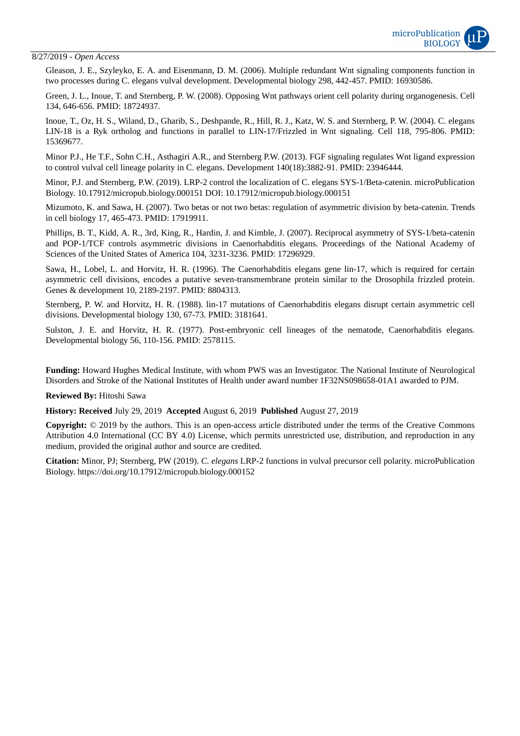Gleason, J. E., Szyleyko, E. A. and Eisenmann, D. M. (2006). Multiple redundant Wnt signaling components function in two processes during C. elegans vulval development. Developmental biology 298, 442-457. PMID: 16930586.

Green, J. L., Inoue, T. and Sternberg, P. W. (2008). Opposing Wnt pathways orient cell polarity during organogenesis. Cell 134, 646-656. PMID: 18724937.

Inoue, T., Oz, H. S., Wiland, D., Gharib, S., Deshpande, R., Hill, R. J., Katz, W. S. and Sternberg, P. W. (2004). C. elegans LIN-18 is a Ryk ortholog and functions in parallel to LIN-17/Frizzled in Wnt signaling. Cell 118, 795-806. PMID: 15369677.

Minor P.J., He T.F., Sohn C.H., Asthagiri A.R., and Sternberg P.W. (2013). FGF signaling regulates Wnt ligand expression to control vulval cell lineage polarity in C. elegans. Development 140(18):3882-91. PMID: 23946444.

Minor, P.J. and Sternberg, P.W. (2019). LRP-2 control the localization of C. elegans SYS-1/Beta-catenin. microPublication Biology. 10.17912/micropub.biology.000151 DOI: 10.17912/micropub.biology.000151

Mizumoto, K. and Sawa, H. (2007). Two betas or not two betas: regulation of asymmetric division by beta-catenin. Trends in cell biology 17, 465-473. PMID: 17919911.

Phillips, B. T., Kidd, A. R., 3rd, King, R., Hardin, J. and Kimble, J. (2007). Reciprocal asymmetry of SYS-1/beta-catenin and POP-1/TCF controls asymmetric divisions in Caenorhabditis elegans. Proceedings of the National Academy of Sciences of the United States of America 104, 3231-3236. PMID: 17296929.

Sawa, H., Lobel, L. and Horvitz, H. R. (1996). The Caenorhabditis elegans gene lin-17, which is required for certain asymmetric cell divisions, encodes a putative seven-transmembrane protein similar to the Drosophila frizzled protein. Genes & development 10, 2189-2197. PMID: 8804313.

Sternberg, P. W. and Horvitz, H. R. (1988). lin-17 mutations of Caenorhabditis elegans disrupt certain asymmetric cell divisions. Developmental biology 130, 67-73. PMID: 3181641.

Sulston, J. E. and Horvitz, H. R. (1977). Post-embryonic cell lineages of the nematode, Caenorhabditis elegans. Developmental biology 56, 110-156. PMID: 2578115.

**Funding:** Howard Hughes Medical Institute, with whom PWS was an Investigator. The National Institute of Neurological Disorders and Stroke of the National Institutes of Health under award number 1F32NS098658-01A1 awarded to PJM.

**Reviewed By:** Hitoshi Sawa

**History: Received** July 29, 2019 **Accepted** August 6, 2019 **Published** August 27, 2019

**Copyright:** © 2019 by the authors. This is an open-access article distributed under the terms of the Creative Commons Attribution 4.0 International (CC BY 4.0) License, which permits unrestricted use, distribution, and reproduction in any medium, provided the original author and source are credited.

**Citation:** Minor, PJ; Sternberg, PW (2019). *C. elegans* LRP-2 functions in vulval precursor cell polarity. microPublication Biology. https://doi.org/10.17912/micropub.biology.000152